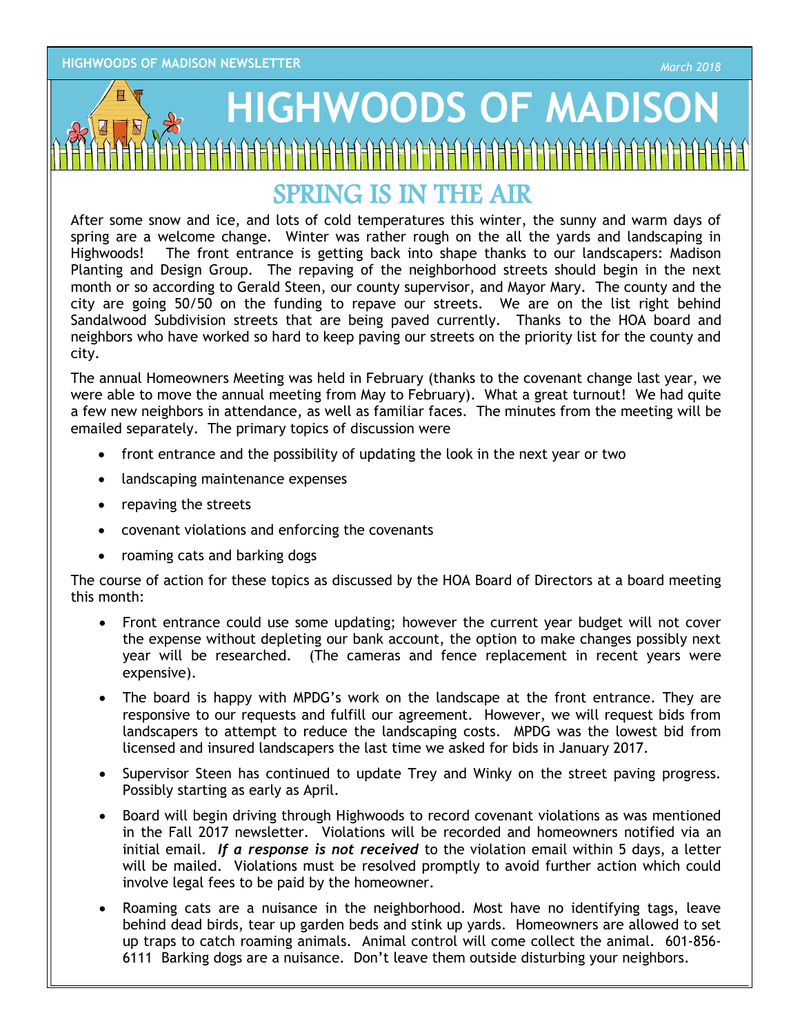# HIGHWOODS OF MADISON

## SPRING IS IN THE AIR

After some snow and ice, and lots of cold temperatures this winter, the sunny and warm days of spring are a welcome change. Winter was rather rough on the all the yards and landscaping in Highwoods! The front entrance is getting back into shape thanks to our landscapers: Madison Planting and Design Group. The repaving of the neighborhood streets should begin in the next month or so according to Gerald Steen, our county supervisor, and Mayor Mary. The county and the city are going 50/50 on the funding to repave our streets. We are on the list right behind Sandalwood Subdivision streets that are being paved currently. Thanks to the HOA board and neighbors who have worked so hard to keep paving our streets on the priority list for the county and city.

The annual Homeowners Meeting was held in February (thanks to the covenant change last year, we were able to move the annual meeting from May to February). What a great turnout! We had quite a few new neighbors in attendance, as well as familiar faces. The minutes from the meeting will be emailed separately. The primary topics of discussion were

- front entrance and the possibility of updating the look in the next year or two
- landscaping maintenance expenses
- repaving the streets
- covenant violations and enforcing the covenants
- roaming cats and barking dogs

The course of action for these topics as discussed by the HOA Board of Directors at a board meeting this month:

- Front entrance could use some updating; however the current year budget will not cover the expense without depleting our bank account, the option to make changes possibly next year will be researched. (The cameras and fence replacement in recent years were expensive).
- The board is happy with MPDG's work on the landscape at the front entrance. They are responsive to our requests and fulfill our agreement. However, we will request bids from landscapers to attempt to reduce the landscaping costs. MPDG was the lowest bid from licensed and insured landscapers the last time we asked for bids in January 2017.
- Supervisor Steen has continued to update Trey and Winky on the street paving progress. Possibly starting as early as April.
- Board will begin driving through Highwoods to record covenant violations as was mentioned in the Fall 2017 newsletter. Violations will be recorded and homeowners notified via an initial email. ***If a response is not received*** to the violation email within 5 days, a letter will be mailed. Violations must be resolved promptly to avoid further action which could involve legal fees to be paid by the homeowner.
- Roaming cats are a nuisance in the neighborhood. Most have no identifying tags, leave behind dead birds, tear up garden beds and stink up yards. Homeowners are allowed to set up traps to catch roaming animals. Animal control will come collect the animal. 601-856-6111 Barking dogs are a nuisance. Don't leave them outside disturbing your neighbors.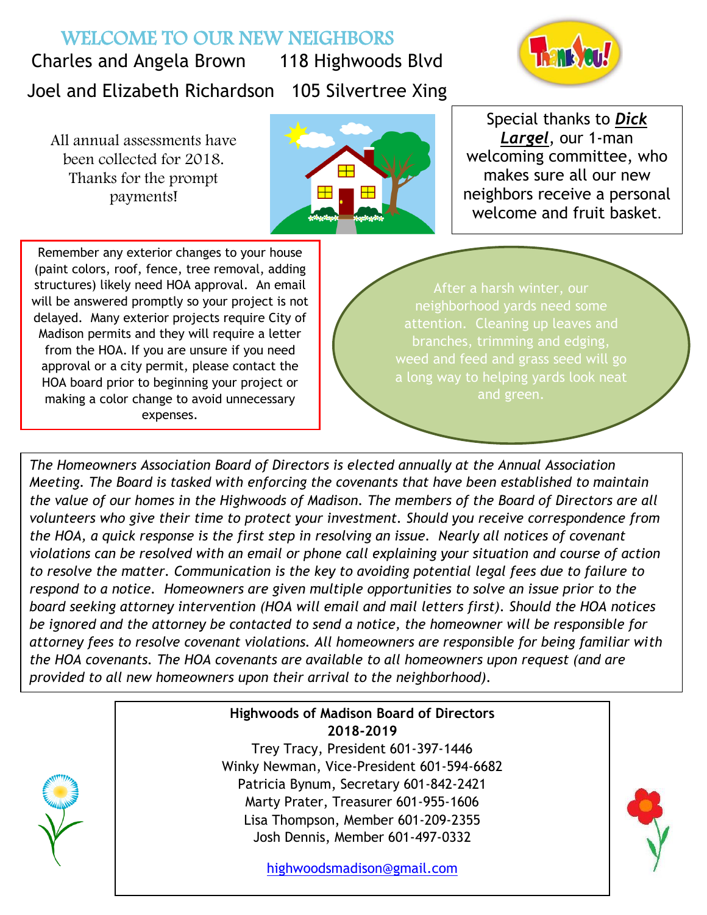## WELCOME TO OUR NEW NEIGHBORS

Charles and Angela Brown 118 Highwoods Blvd

Joel and Elizabeth Richardson 105 Silvertree Xing

All annual assessments have been collected for 2018. Thanks for the prompt payments!

Special thanks to ***Dick Largel***, our 1-man welcoming committee, who makes sure all our new neighbors receive a personal welcome and fruit basket.

Remember any exterior changes to your house (paint colors, roof, fence, tree removal, adding structures) likely need HOA approval. An email will be answered promptly so your project is not delayed. Many exterior projects require City of Madison permits and they will require a letter from the HOA. If you are unsure if you need approval or a city permit, please contact the HOA board prior to beginning your project or making a color change to avoid unnecessary expenses.

After a harsh winter, our neighborhood yards need some attention. Cleaning up leaves and branches, trimming and edging, weed and feed and grass seed will go a long way to helping yards look neat and green.

*The Homeowners Association Board of Directors is elected annually at the Annual Association Meeting. The Board is tasked with enforcing the covenants that have been established to maintain the value of our homes in the Highwoods of Madison. The members of the Board of Directors are all volunteers who give their time to protect your investment. Should you receive correspondence from the HOA, a quick response is the first step in resolving an issue. Nearly all notices of covenant violations can be resolved with an email or phone call explaining your situation and course of action to resolve the matter. Communication is the key to avoiding potential legal fees due to failure to respond to a notice. Homeowners are given multiple opportunities to solve an issue prior to the board seeking attorney intervention (HOA will email and mail letters first). Should the HOA notices be ignored and the attorney be contacted to send a notice, the homeowner will be responsible for attorney fees to resolve covenant violations. All homeowners are responsible for being familiar with the HOA covenants. The HOA covenants are available to all homeowners upon request (and are provided to all new homeowners upon their arrival to the neighborhood).*

**Highwoods of Madison Board of Directors 2018-2019**

Trey Tracy, President 601-397-1446
Winky Newman, Vice-President 601-594-6682
Patricia Bynum, Secretary 601-842-2421
Marty Prater, Treasurer 601-955-1606
Lisa Thompson, Member 601-209-2355
Josh Dennis, Member 601-497-0332

highwoodsmadison@gmail.com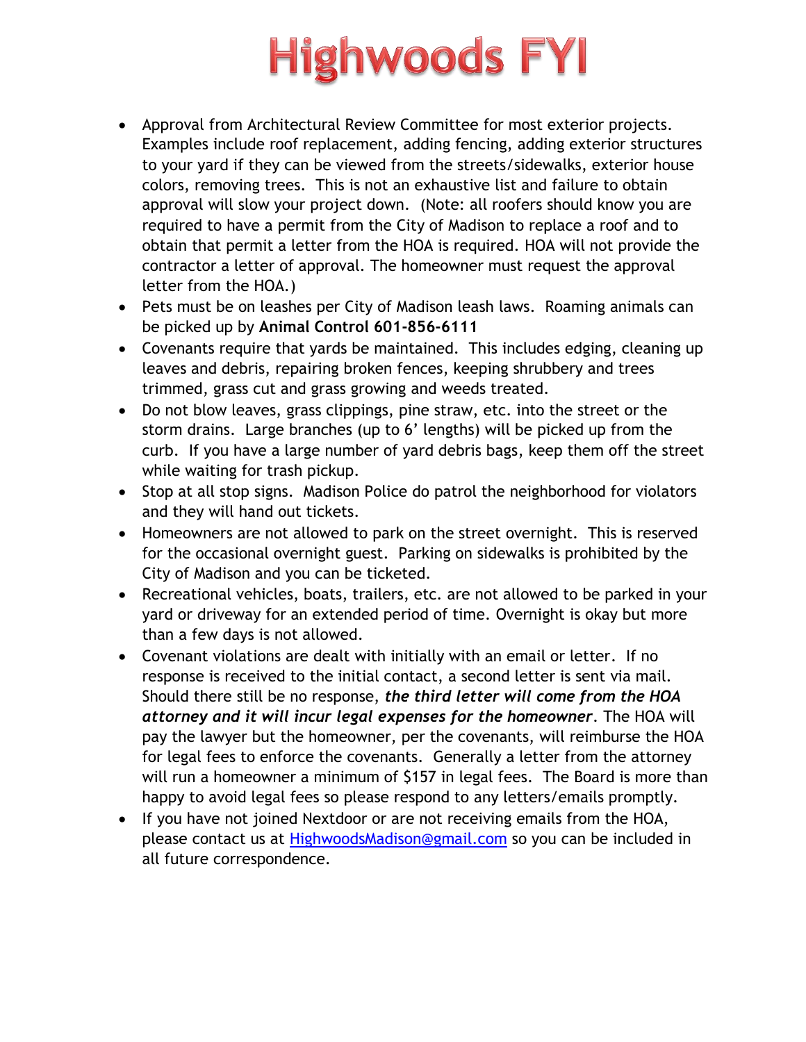# Highwoods FYI

- Approval from Architectural Review Committee for most exterior projects. Examples include roof replacement, adding fencing, adding exterior structures to your yard if they can be viewed from the streets/sidewalks, exterior house colors, removing trees. This is not an exhaustive list and failure to obtain approval will slow your project down. (Note: all roofers should know you are required to have a permit from the City of Madison to replace a roof and to obtain that permit a letter from the HOA is required. HOA will not provide the contractor a letter of approval. The homeowner must request the approval letter from the HOA.)
- Pets must be on leashes per City of Madison leash laws. Roaming animals can be picked up by **Animal Control 601-856-6111**
- Covenants require that yards be maintained. This includes edging, cleaning up leaves and debris, repairing broken fences, keeping shrubbery and trees trimmed, grass cut and grass growing and weeds treated.
- Do not blow leaves, grass clippings, pine straw, etc. into the street or the storm drains. Large branches (up to 6' lengths) will be picked up from the curb. If you have a large number of yard debris bags, keep them off the street while waiting for trash pickup.
- Stop at all stop signs. Madison Police do patrol the neighborhood for violators and they will hand out tickets.
- Homeowners are not allowed to park on the street overnight. This is reserved for the occasional overnight guest. Parking on sidewalks is prohibited by the City of Madison and you can be ticketed.
- Recreational vehicles, boats, trailers, etc. are not allowed to be parked in your yard or driveway for an extended period of time. Overnight is okay but more than a few days is not allowed.
- Covenant violations are dealt with initially with an email or letter. If no response is received to the initial contact, a second letter is sent via mail. Should there still be no response, ***the third letter will come from the HOA attorney and it will incur legal expenses for the homeowner***. The HOA will pay the lawyer but the homeowner, per the covenants, will reimburse the HOA for legal fees to enforce the covenants. Generally a letter from the attorney will run a homeowner a minimum of $157 in legal fees. The Board is more than happy to avoid legal fees so please respond to any letters/emails promptly.
- If you have not joined Nextdoor or are not receiving emails from the HOA, please contact us at HighwoodsMadison@gmail.com so you can be included in all future correspondence.